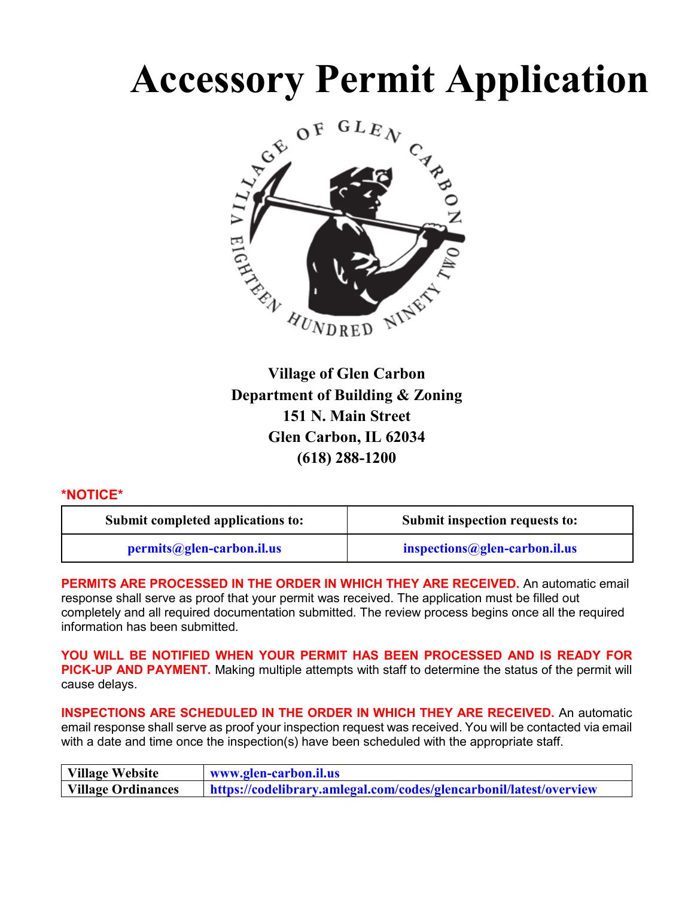# Accessory Permit Application

**Village of Glen Carbon**
**Department of Building & Zoning**
**151 N. Main Street**
**Glen Carbon, IL 62034**
**(618) 288-1200**

**\*NOTICE\***

| Submit completed applications to: | Submit inspection requests to: |
|---|---|
| permits@glen-carbon.il.us | inspections@glen-carbon.il.us |

**PERMITS ARE PROCESSED IN THE ORDER IN WHICH THEY ARE RECEIVED.** An automatic email response shall serve as proof that your permit was received. The application must be filled out completely and all required documentation submitted. The review process begins once all the required information has been submitted.

**YOU WILL BE NOTIFIED WHEN YOUR PERMIT HAS BEEN PROCESSED AND IS READY FOR PICK-UP AND PAYMENT.** Making multiple attempts with staff to determine the status of the permit will cause delays.

**INSPECTIONS ARE SCHEDULED IN THE ORDER IN WHICH THEY ARE RECEIVED.** An automatic email response shall serve as proof your inspection request was received. You will be contacted via email with a date and time once the inspection(s) have been scheduled with the appropriate staff.

| Village Website | www.glen-carbon.il.us |
|---|---|
| Village Ordinances | https://codelibrary.amlegal.com/codes/glencarbonil/latest/overview |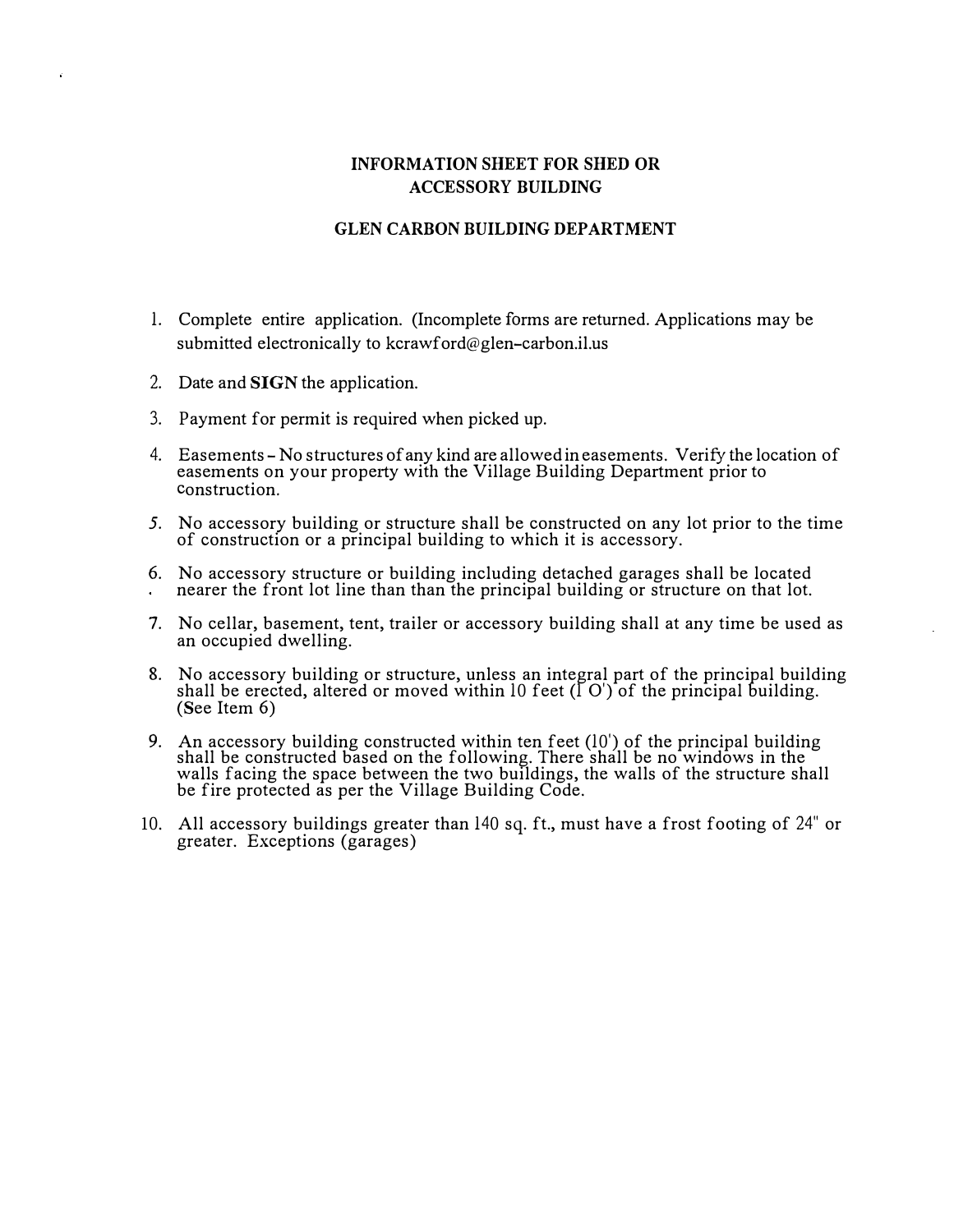# INFORMATION SHEET FOR SHED OR ACCESSORY BUILDING

## GLEN CARBON BUILDING DEPARTMENT

1. Complete entire application. (Incomplete forms are returned. Applications may be submitted electronically to kcrawford@glen-carbon.il.us
2. Date and **SIGN** the application.
3. Payment for permit is required when picked up.
4. Easements - No structures of any kind are allowed in easements. Verify the location of easements on your property with the Village Building Department prior to construction.
5. No accessory building or structure shall be constructed on any lot prior to the time of construction or a principal building to which it is accessory.
6. No accessory structure or building including detached garages shall be located nearer the front lot line than than the principal building or structure on that lot.
7. No cellar, basement, tent, trailer or accessory building shall at any time be used as an occupied dwelling.
8. No accessory building or structure, unless an integral part of the principal building shall be erected, altered or moved within 10 feet (10') of the principal building. (See Item 6)
9. An accessory building constructed within ten feet (10') of the principal building shall be constructed based on the following. There shall be no windows in the walls facing the space between the two buildings, the walls of the structure shall be fire protected as per the Village Building Code.
10. All accessory buildings greater than 140 sq. ft., must have a frost footing of 24" or greater. Exceptions (garages)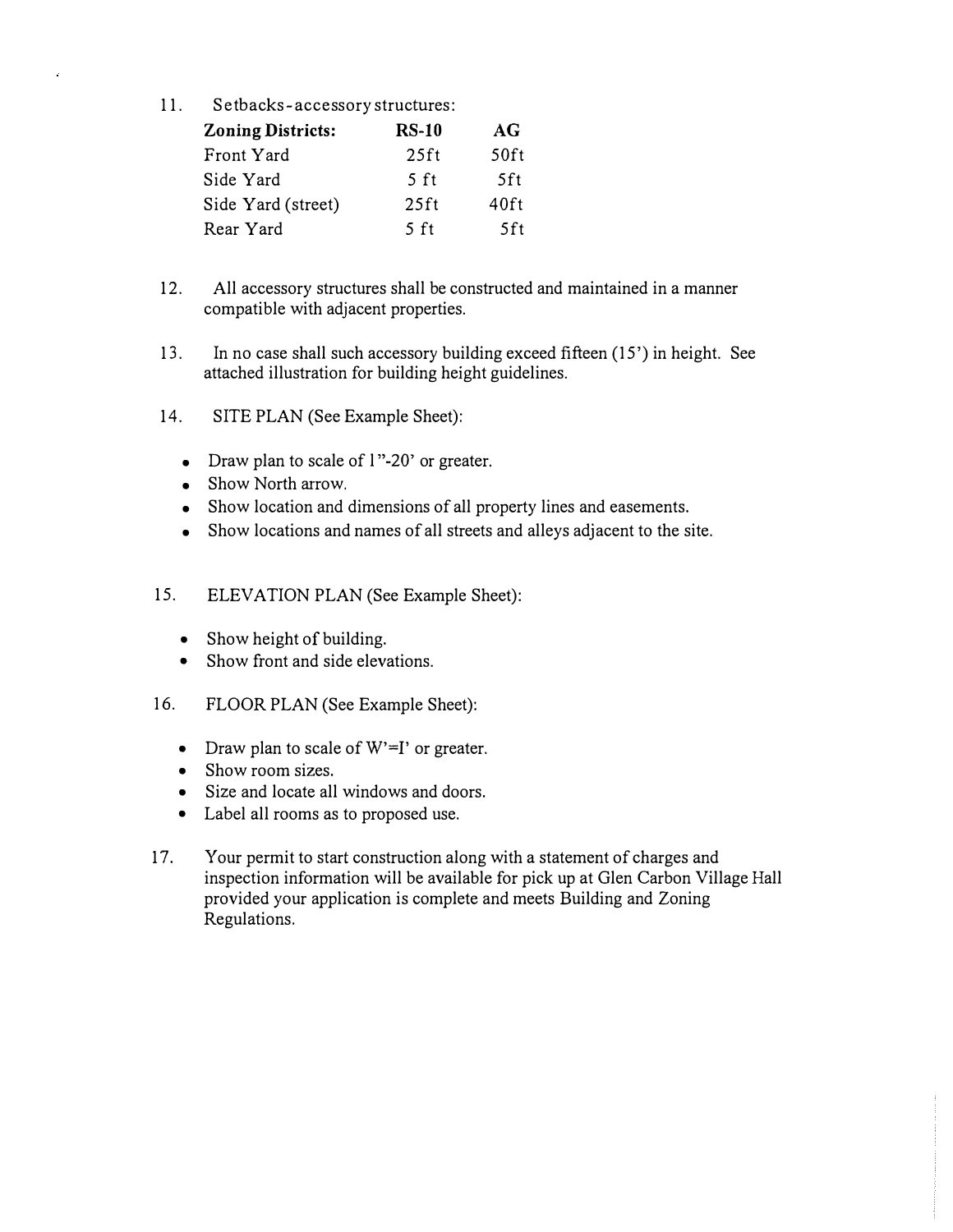11. Setbacks-accessory structures:

| Zoning Districts: | RS-10 | AG |
|---|---|---|
| Front Yard | 25ft | 50ft |
| Side Yard | 5 ft | 5ft |
| Side Yard (street) | 25ft | 40ft |
| Rear Yard | 5 ft | 5ft |

12. All accessory structures shall be constructed and maintained in a manner compatible with adjacent properties.

13. In no case shall such accessory building exceed fifteen (15') in height. See attached illustration for building height guidelines.

14. SITE PLAN (See Example Sheet):

- Draw plan to scale of 1"-20' or greater.
- Show North arrow.
- Show location and dimensions of all property lines and easements.
- Show locations and names of all streets and alleys adjacent to the site.

15. ELEVATION PLAN (See Example Sheet):

- Show height of building.
- Show front and side elevations.

16. FLOOR PLAN (See Example Sheet):

- Draw plan to scale of W'=I' or greater.
- Show room sizes.
- Size and locate all windows and doors.
- Label all rooms as to proposed use.

17. Your permit to start construction along with a statement of charges and inspection information will be available for pick up at Glen Carbon Village Hall provided your application is complete and meets Building and Zoning Regulations.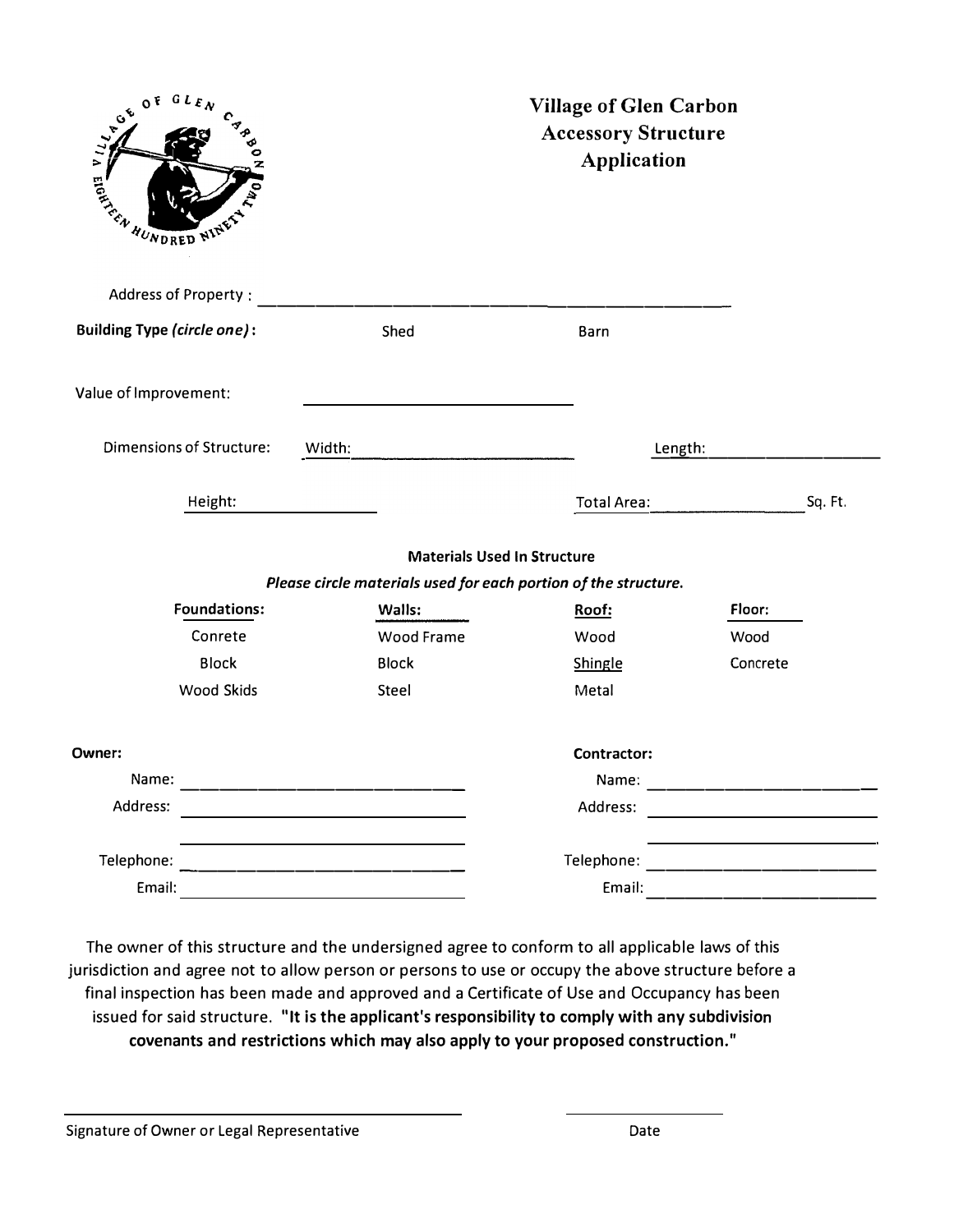# Village of Glen Carbon Accessory Structure Application

Address of Property : ____________________________________________

**Building Type** ***(circle one)*****:** Shed Barn

Value of Improvement: ______________________

Dimensions of Structure: Width: ______________________ Length: ______________________

Height: __________ Total Area: ______________ Sq. Ft.

**Materials Used In Structure**

***Please circle materials used for each portion of the structure.***

| **Foundations:** | **Walls:** | **Roof:** | **Floor:** |
|---|---|---|---|
| Conrete | Wood Frame | Wood | Wood |
| Block | Block | Shingle | Concrete |
| Wood Skids | Steel | Metal | |

**Owner:**

Name: ______________________

Address: ______________________

______________________

Telephone: ______________________

Email: ______________________

**Contractor:**

Name: ______________________

Address: ______________________

______________________

Telephone: ______________________

Email: ______________________

The owner of this structure and the undersigned agree to conform to all applicable laws of this jurisdiction and agree not to allow person or persons to use or occupy the above structure before a final inspection has been made and approved and a Certificate of Use and Occupancy has been issued for said structure. **"It is the applicant's responsibility to comply with any subdivision covenants and restrictions which may also apply to your proposed construction."**

______________________________ ______________

Signature of Owner or Legal Representative Date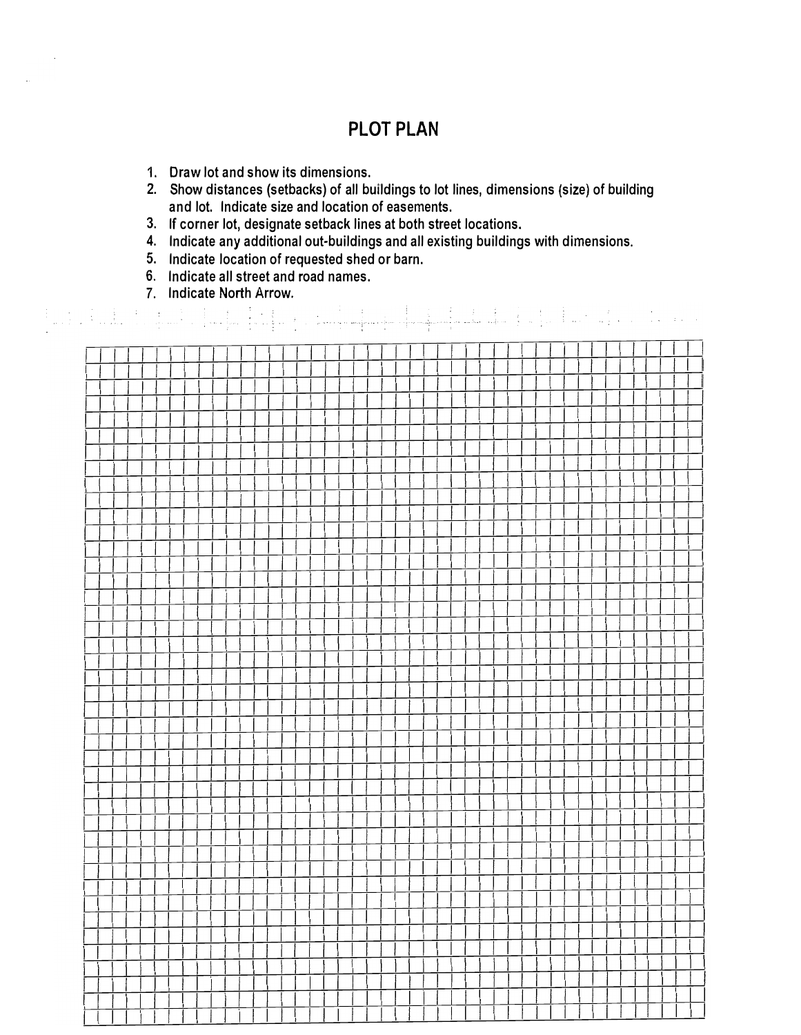# PLOT PLAN

1. Draw lot and show its dimensions.
2. Show distances (setbacks) of all buildings to lot lines, dimensions (size) of building and lot. Indicate size and location of easements.
3. If corner lot, designate setback lines at both street locations.
4. Indicate any additional out-buildings and all existing buildings with dimensions.
5. Indicate location of requested shed or barn.
6. Indicate all street and road names.
7. Indicate North Arrow.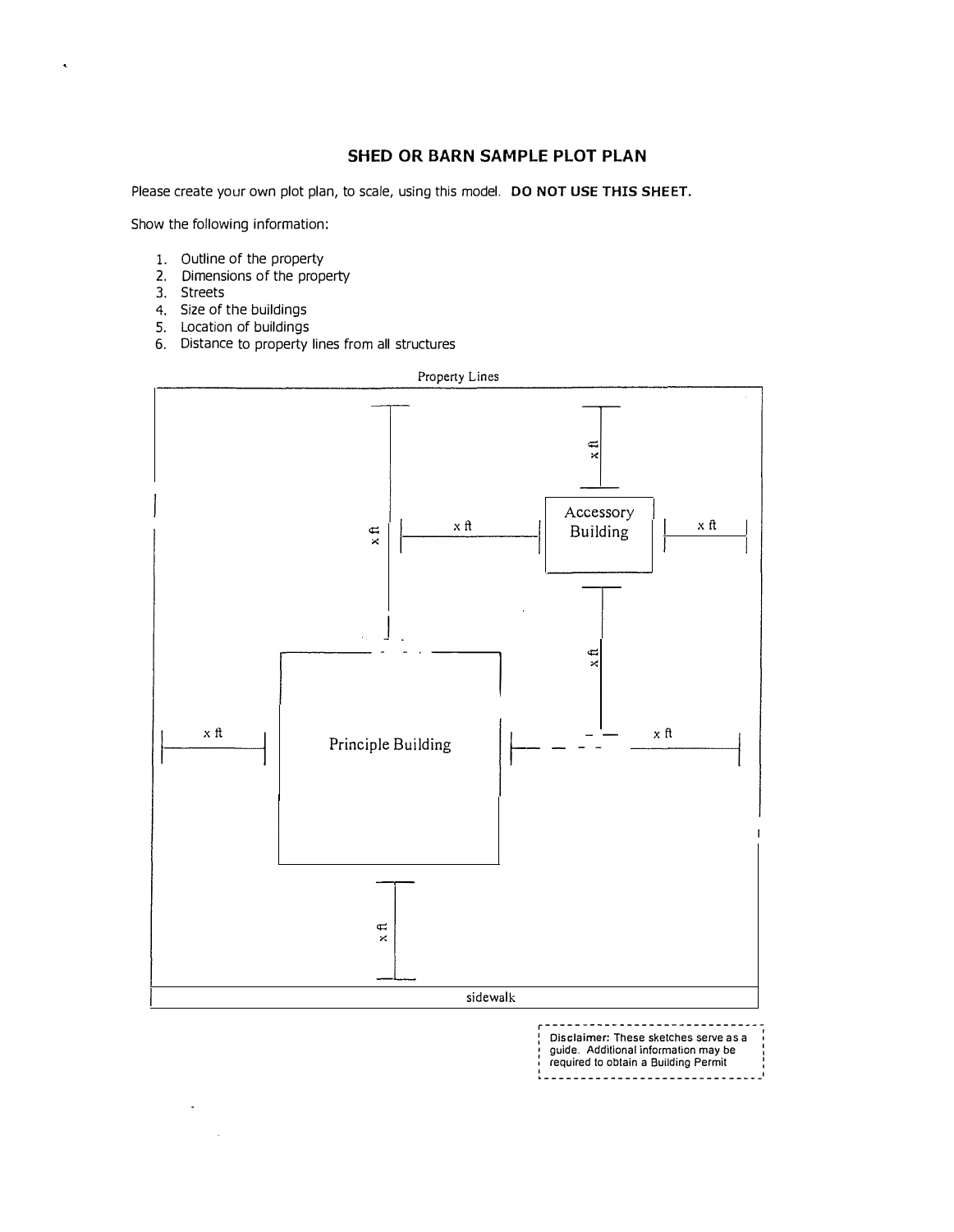## SHED OR BARN SAMPLE PLOT PLAN

Please create your own plot plan, to scale, using this model. **DO NOT USE THIS SHEET.**

Show the following information:

1. Outline of the property
2. Dimensions of the property
3. Streets
4. Size of the buildings
5. Location of buildings
6. Distance to property lines from all structures

Property Lines

x ft

x ft

x ft

Accessory Building

x ft

x ft

x ft

Principle Building

x ft

x ft

sidewalk

**Disclaimer:** These sketches serve as a guide. Additional information may be required to obtain a Building Permit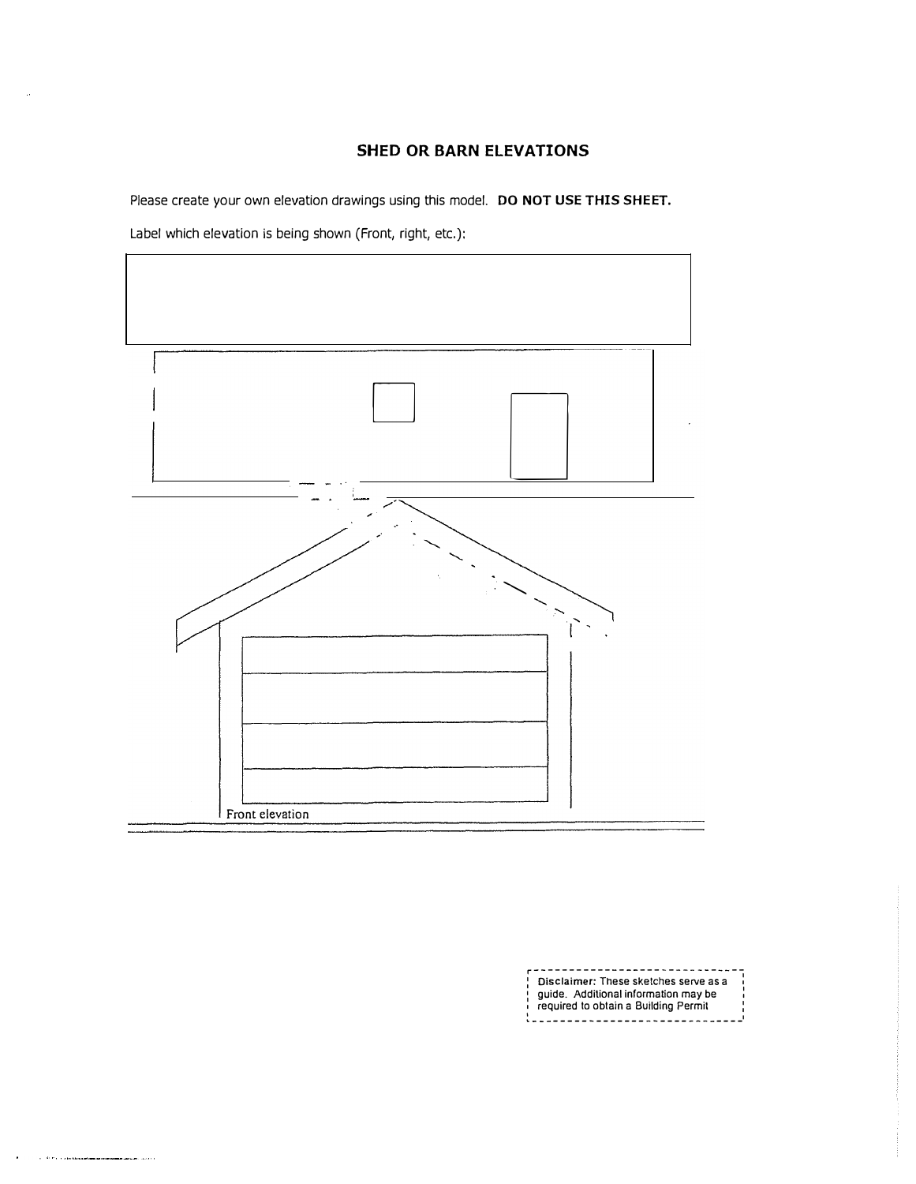## SHED OR BARN ELEVATIONS

Please create your own elevation drawings using this model. **DO NOT USE THIS SHEET.**

Label which elevation is being shown (Front, right, etc.):

Front elevation

**Disclaimer:** These sketches serve as a guide. Additional information may be required to obtain a Building Permit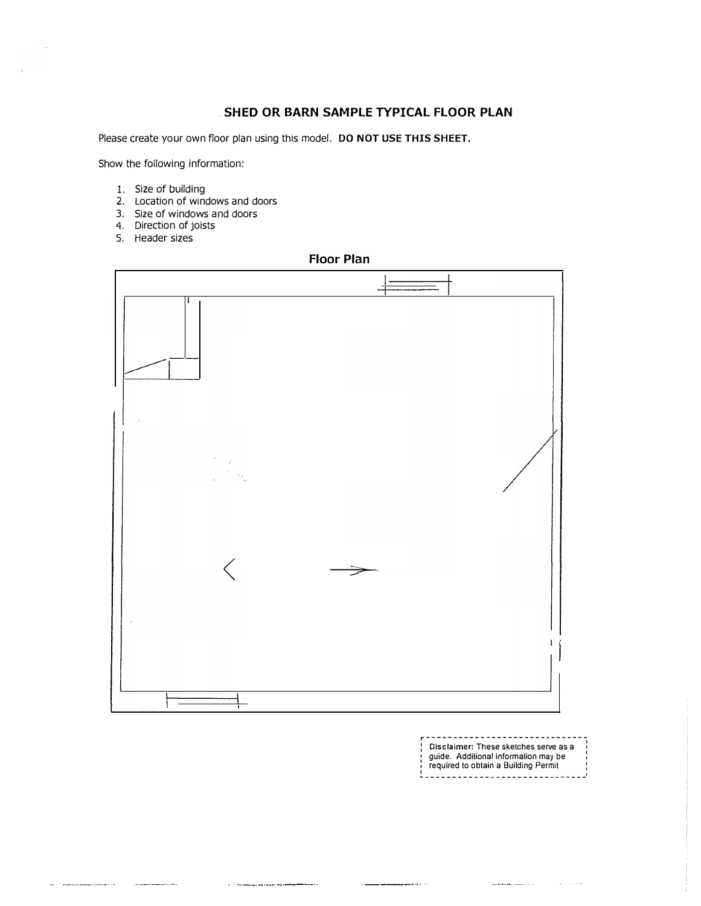# SHED OR BARN SAMPLE TYPICAL FLOOR PLAN

Please create your own floor plan using this model. **DO NOT USE THIS SHEET.**

Show the following information:

1. Size of building
2. Location of windows and doors
3. Size of windows and doors
4. Direction of joists
5. Header sizes

## Floor Plan

**Disclaimer:** These sketches serve as a guide. Additional information may be required to obtain a Building Permit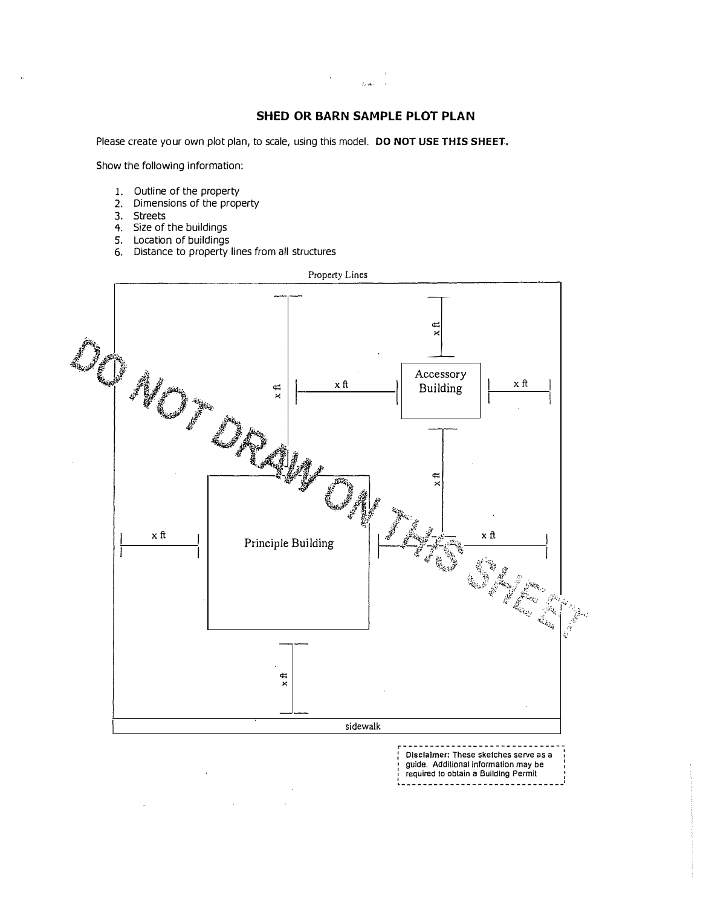## SHED OR BARN SAMPLE PLOT PLAN

Please create your own plot plan, to scale, using this model. **DO NOT USE THIS SHEET.**

Show the following information:

1. Outline of the property
2. Dimensions of the property
3. Streets
4. Size of the buildings
5. Location of buildings
6. Distance to property lines from all structures

Property Lines

x ft

x ft

x ft

Accessory Building

x ft

x ft

DO NOT DRAW ON THIS SHEET

x ft

Principle Building

x ft

x ft

sidewalk

**Disclaimer:** These sketches serve as a guide. Additional information may be required to obtain a Building Permit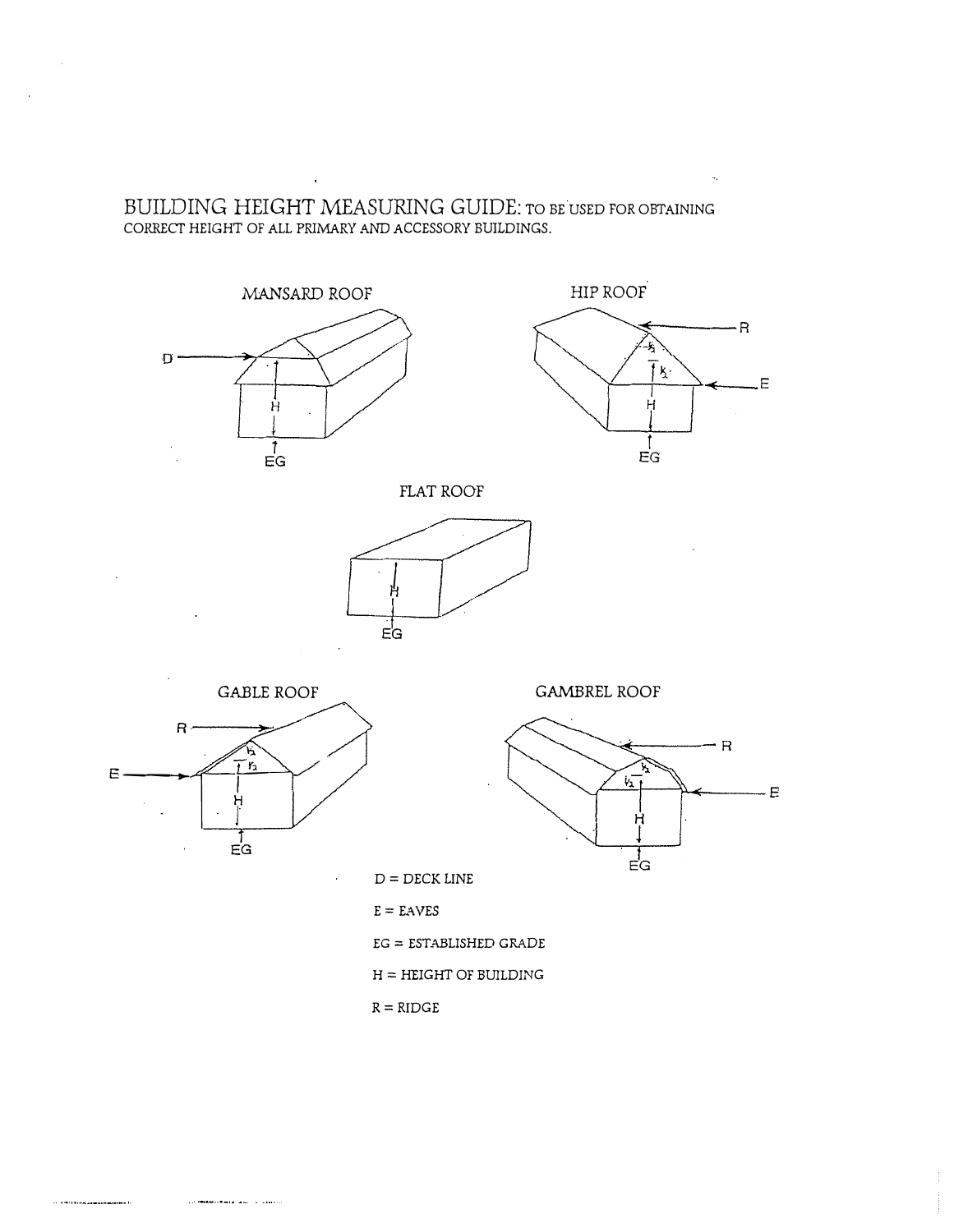# BUILDING HEIGHT MEASURING GUIDE: TO BE USED FOR OBTAINING CORRECT HEIGHT OF ALL PRIMARY AND ACCESSORY BUILDINGS.

MANSARD ROOF

D

H

EG

HIP ROOF

R

½

½

E

H

EG

FLAT ROOF

H

EG

GABLE ROOF

R

½

½

E

H

EG

GAMBREL ROOF

R

½

½

E

H

EG

D = DECK LINE

E = EAVES

EG = ESTABLISHED GRADE

H = HEIGHT OF BUILDING

R = RIDGE